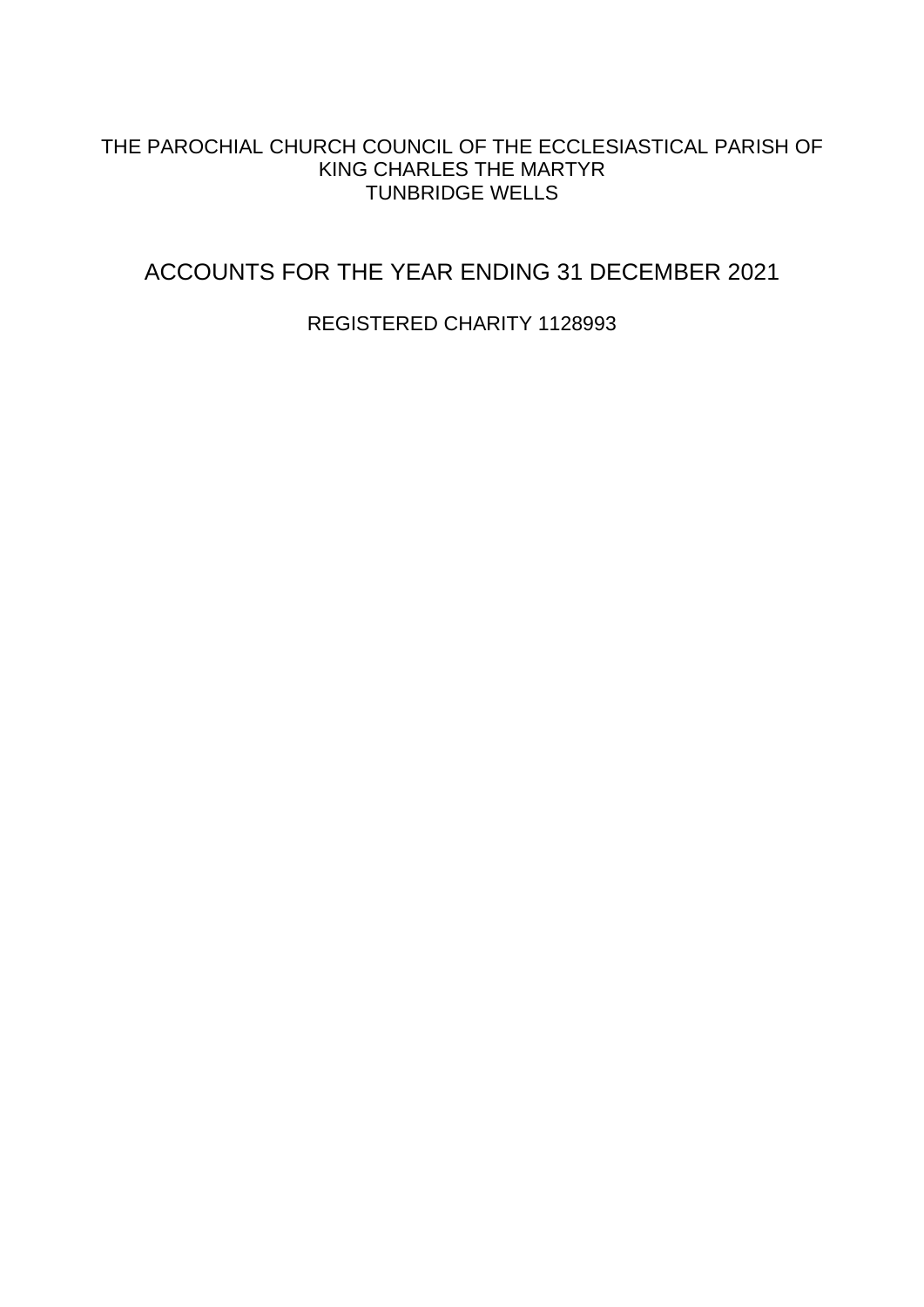THE PAROCHIAL CHURCH COUNCIL OF THE ECCLESIASTICAL PARISH OF KING CHARLES THE MARTYR TUNBRIDGE WELLS

# ACCOUNTS FOR THE YEAR ENDING 31 DECEMBER 2021

REGISTERED CHARITY 1128993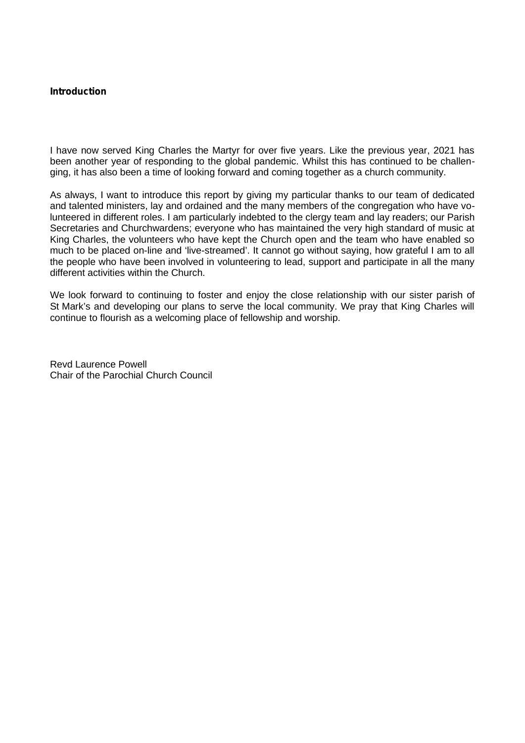## Introduction

I have now served King Charles the Martyr for over five years. Like the previous year, 2021 has been another year of responding to the global pandemic. Whilst this has continued to be challenging, it has also been a time of looking forward and coming together as a church community.

As always, I want to introduce this report by giving my particular thanks to our team of dedicated and talented ministers, lay and ordained and the many members of the congregation who have volunteered in different roles. I am particularly indebted to the clergy team and lay readers; our Parish Secretaries and Churchwardens; everyone who has maintained the very high standard of music at King Charles, the volunteers who have kept the Church open and the team who have enabled so much to be placed on-line and 'live-streamed'. It cannot go without saying, how grateful I am to all the people who have been involved in volunteering to lead, support and participate in all the many different activities within the Church.

We look forward to continuing to foster and enjoy the close relationship with our sister parish of St Mark's and developing our plans to serve the local community. We pray that King Charles will continue to flourish as a welcoming place of fellowship and worship.

Revd Laurence Powell
Chair of the Parochial Church Council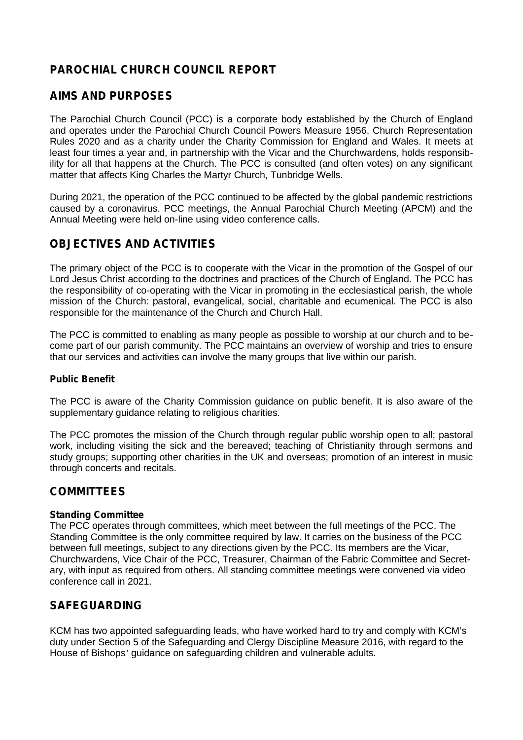# PAROCHIAL CHURCH COUNCIL REPORT

## AIMS AND PURPOSES

The Parochial Church Council (PCC) is a corporate body established by the Church of England and operates under the Parochial Church Council Powers Measure 1956, Church Representation Rules 2020 and as a charity under the Charity Commission for England and Wales. It meets at least four times a year and, in partnership with the Vicar and the Churchwardens, holds responsibility for all that happens at the Church. The PCC is consulted (and often votes) on any significant matter that affects King Charles the Martyr Church, Tunbridge Wells.

During 2021, the operation of the PCC continued to be affected by the global pandemic restrictions caused by a coronavirus. PCC meetings, the Annual Parochial Church Meeting (APCM) and the Annual Meeting were held on-line using video conference calls.

## OBJECTIVES AND ACTIVITIES

The primary object of the PCC is to cooperate with the Vicar in the promotion of the Gospel of our Lord Jesus Christ according to the doctrines and practices of the Church of England. The PCC has the responsibility of co-operating with the Vicar in promoting in the ecclesiastical parish, the whole mission of the Church: pastoral, evangelical, social, charitable and ecumenical. The PCC is also responsible for the maintenance of the Church and Church Hall.

The PCC is committed to enabling as many people as possible to worship at our church and to become part of our parish community. The PCC maintains an overview of worship and tries to ensure that our services and activities can involve the many groups that live within our parish.

### Public Benefit

The PCC is aware of the Charity Commission guidance on public benefit. It is also aware of the supplementary guidance relating to religious charities.

The PCC promotes the mission of the Church through regular public worship open to all; pastoral work, including visiting the sick and the bereaved; teaching of Christianity through sermons and study groups; supporting other charities in the UK and overseas; promotion of an interest in music through concerts and recitals.

## COMMITTEES

### Standing Committee

The PCC operates through committees, which meet between the full meetings of the PCC. The Standing Committee is the only committee required by law. It carries on the business of the PCC between full meetings, subject to any directions given by the PCC. Its members are the Vicar, Churchwardens, Vice Chair of the PCC, Treasurer, Chairman of the Fabric Committee and Secretary, with input as required from others. All standing committee meetings were convened via video conference call in 2021.

## SAFEGUARDING

KCM has two appointed safeguarding leads, who have worked hard to try and comply with KCM's duty under Section 5 of the Safeguarding and Clergy Discipline Measure 2016, with regard to the House of Bishops' guidance on safeguarding children and vulnerable adults.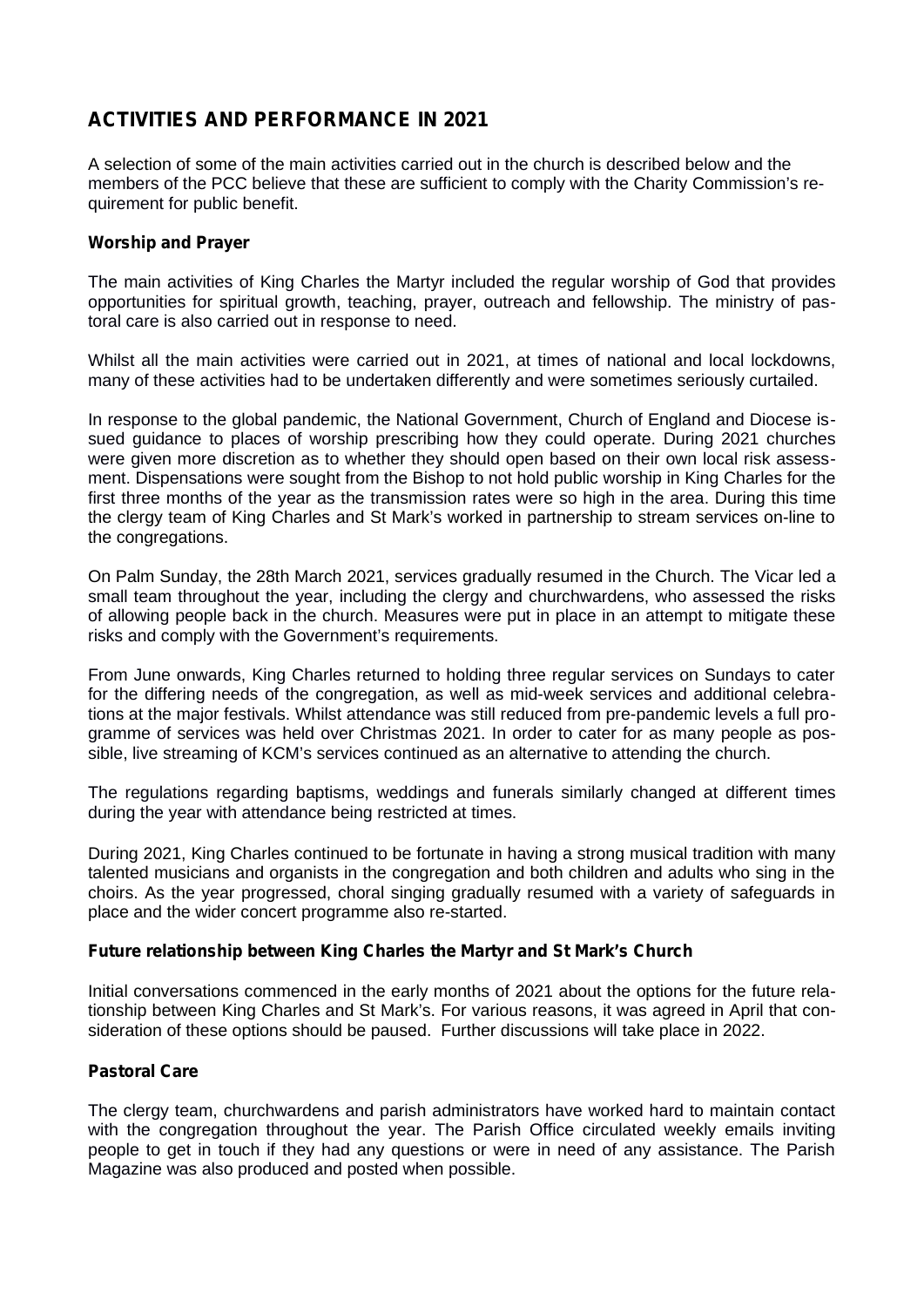## ACTIVITIES AND PERFORMANCE IN 2021

A selection of some of the main activities carried out in the church is described below and the members of the PCC believe that these are sufficient to comply with the Charity Commission's requirement for public benefit.

### Worship and Prayer

The main activities of King Charles the Martyr included the regular worship of God that provides opportunities for spiritual growth, teaching, prayer, outreach and fellowship. The ministry of pastoral care is also carried out in response to need.

Whilst all the main activities were carried out in 2021, at times of national and local lockdowns, many of these activities had to be undertaken differently and were sometimes seriously curtailed.

In response to the global pandemic, the National Government, Church of England and Diocese issued guidance to places of worship prescribing how they could operate. During 2021 churches were given more discretion as to whether they should open based on their own local risk assessment. Dispensations were sought from the Bishop to not hold public worship in King Charles for the first three months of the year as the transmission rates were so high in the area. During this time the clergy team of King Charles and St Mark's worked in partnership to stream services on-line to the congregations.

On Palm Sunday, the 28th March 2021, services gradually resumed in the Church. The Vicar led a small team throughout the year, including the clergy and churchwardens, who assessed the risks of allowing people back in the church. Measures were put in place in an attempt to mitigate these risks and comply with the Government's requirements.

From June onwards, King Charles returned to holding three regular services on Sundays to cater for the differing needs of the congregation, as well as mid-week services and additional celebrations at the major festivals. Whilst attendance was still reduced from pre-pandemic levels a full programme of services was held over Christmas 2021. In order to cater for as many people as possible, live streaming of KCM's services continued as an alternative to attending the church.

The regulations regarding baptisms, weddings and funerals similarly changed at different times during the year with attendance being restricted at times.

During 2021, King Charles continued to be fortunate in having a strong musical tradition with many talented musicians and organists in the congregation and both children and adults who sing in the choirs. As the year progressed, choral singing gradually resumed with a variety of safeguards in place and the wider concert programme also re-started.

### Future relationship between King Charles the Martyr and St Mark's Church

Initial conversations commenced in the early months of 2021 about the options for the future relationship between King Charles and St Mark's. For various reasons, it was agreed in April that consideration of these options should be paused. Further discussions will take place in 2022.

### Pastoral Care

The clergy team, churchwardens and parish administrators have worked hard to maintain contact with the congregation throughout the year. The Parish Office circulated weekly emails inviting people to get in touch if they had any questions or were in need of any assistance. The Parish Magazine was also produced and posted when possible.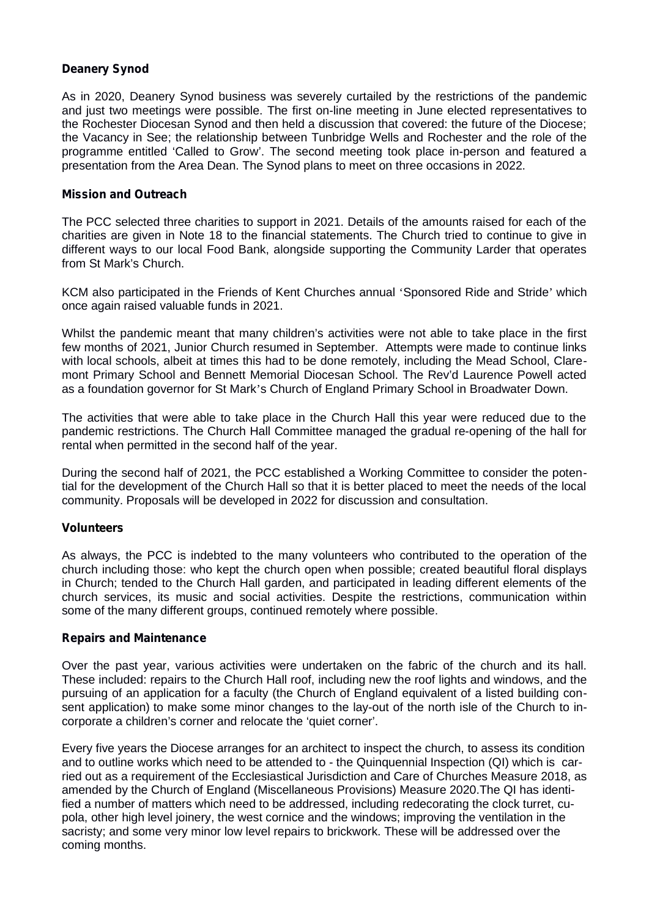**Deanery Synod**

As in 2020, Deanery Synod business was severely curtailed by the restrictions of the pandemic and just two meetings were possible. The first on-line meeting in June elected representatives to the Rochester Diocesan Synod and then held a discussion that covered: the future of the Diocese; the Vacancy in See; the relationship between Tunbridge Wells and Rochester and the role of the programme entitled 'Called to Grow'. The second meeting took place in-person and featured a presentation from the Area Dean. The Synod plans to meet on three occasions in 2022.

**Mission and Outreach**

The PCC selected three charities to support in 2021. Details of the amounts raised for each of the charities are given in Note 18 to the financial statements. The Church tried to continue to give in different ways to our local Food Bank, alongside supporting the Community Larder that operates from St Mark's Church.

KCM also participated in the Friends of Kent Churches annual 'Sponsored Ride and Stride' which once again raised valuable funds in 2021.

Whilst the pandemic meant that many children's activities were not able to take place in the first few months of 2021, Junior Church resumed in September. Attempts were made to continue links with local schools, albeit at times this had to be done remotely, including the Mead School, Claremont Primary School and Bennett Memorial Diocesan School. The Rev'd Laurence Powell acted as a foundation governor for St Mark's Church of England Primary School in Broadwater Down.

The activities that were able to take place in the Church Hall this year were reduced due to the pandemic restrictions. The Church Hall Committee managed the gradual re-opening of the hall for rental when permitted in the second half of the year.

During the second half of 2021, the PCC established a Working Committee to consider the potential for the development of the Church Hall so that it is better placed to meet the needs of the local community. Proposals will be developed in 2022 for discussion and consultation.

**Volunteers**

As always, the PCC is indebted to the many volunteers who contributed to the operation of the church including those: who kept the church open when possible; created beautiful floral displays in Church; tended to the Church Hall garden, and participated in leading different elements of the church services, its music and social activities. Despite the restrictions, communication within some of the many different groups, continued remotely where possible.

**Repairs and Maintenance**

Over the past year, various activities were undertaken on the fabric of the church and its hall. These included: repairs to the Church Hall roof, including new the roof lights and windows, and the pursuing of an application for a faculty (the Church of England equivalent of a listed building consent application) to make some minor changes to the lay-out of the north isle of the Church to incorporate a children's corner and relocate the 'quiet corner'.

Every five years the Diocese arranges for an architect to inspect the church, to assess its condition and to outline works which need to be attended to - the Quinquennial Inspection (QI) which is carried out as a requirement of the Ecclesiastical Jurisdiction and Care of Churches Measure 2018, as amended by the Church of England (Miscellaneous Provisions) Measure 2020.The QI has identified a number of matters which need to be addressed, including redecorating the clock turret, cupola, other high level joinery, the west cornice and the windows; improving the ventilation in the sacristy; and some very minor low level repairs to brickwork. These will be addressed over the coming months.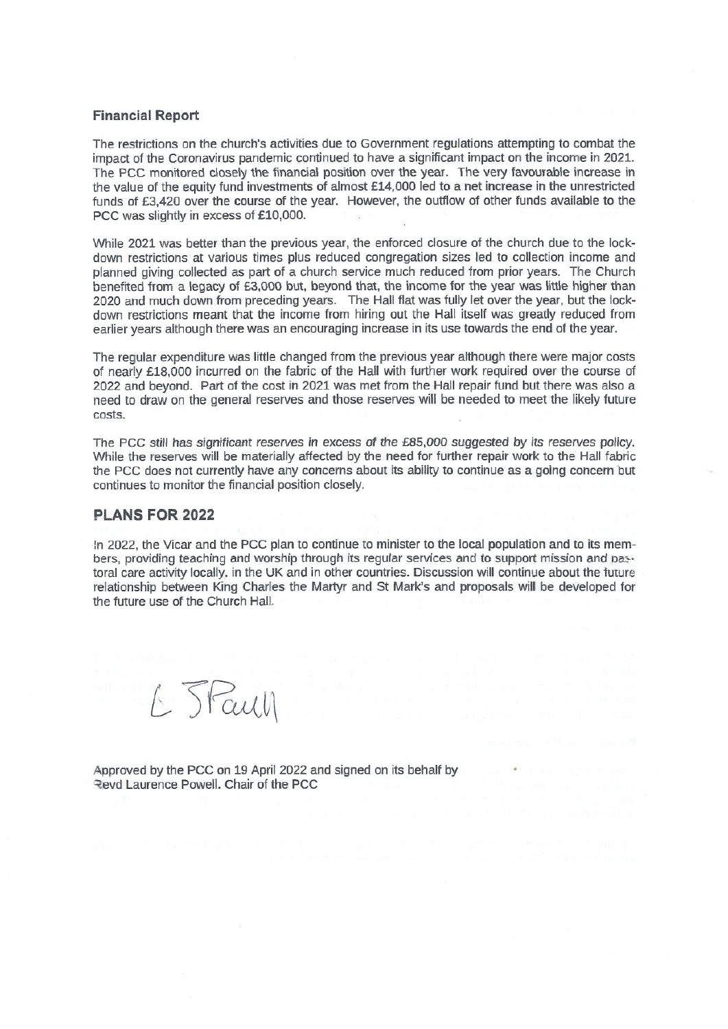### Financial Report

The restrictions on the church's activities due to Government regulations attempting to combat the impact of the Coronavirus pandemic continued to have a significant impact on the income in 2021. The PCC monitored closely the financial position over the year. The very favourable increase in the value of the equity fund investments of almost £14,000 led to a net increase in the unrestricted funds of £3,420 over the course of the year. However, the outflow of other funds available to the PCC was slightly in excess of £10,000.

While 2021 was better than the previous year, the enforced closure of the church due to the lock-down restrictions at various times plus reduced congregation sizes led to collection income and planned giving collected as part of a church service much reduced from prior years. The Church benefited from a legacy of £3,000 but, beyond that, the income for the year was little higher than 2020 and much down from preceding years. The Hall flat was fully let over the year, but the lock-down restrictions meant that the income from hiring out the Hall itself was greatly reduced from earlier years although there was an encouraging increase in its use towards the end of the year.

The regular expenditure was little changed from the previous year although there were major costs of nearly £18,000 incurred on the fabric of the Hall with further work required over the course of 2022 and beyond. Part of the cost in 2021 was met from the Hall repair fund but there was also a need to draw on the general reserves and those reserves will be needed to meet the likely future costs.

The PCC still has significant reserves in excess of the £85,000 suggested by its reserves policy. While the reserves will be materially affected by the need for further repair work to the Hall fabric the PCC does not currently have any concerns about its ability to continue as a going concern but continues to monitor the financial position closely.

## PLANS FOR 2022

In 2022, the Vicar and the PCC plan to continue to minister to the local population and to its members, providing teaching and worship through its regular services and to support mission and pastoral care activity locally, in the UK and in other countries. Discussion will continue about the future relationship between King Charles the Martyr and St Mark's and proposals will be developed for the future use of the Church Hall.

L S Paull

Approved by the PCC on 19 April 2022 and signed on its behalf by
Revd Laurence Powell. Chair of the PCC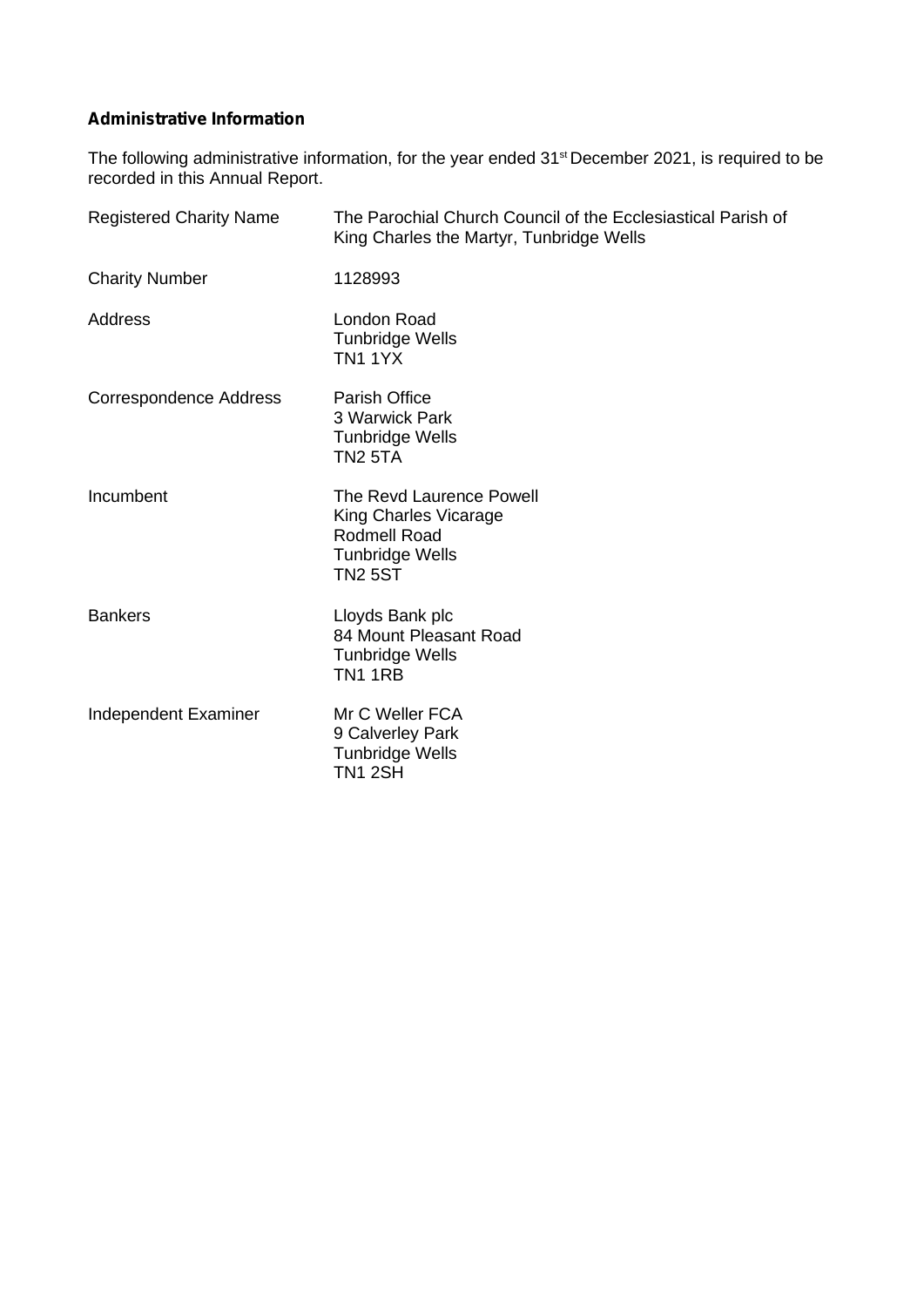**Administrative Information**

The following administrative information, for the year ended 31st December 2021, is required to be recorded in this Annual Report.

| | |
|---|---|
| Registered Charity Name | The Parochial Church Council of the Ecclesiastical Parish of King Charles the Martyr, Tunbridge Wells |
| Charity Number | 1128993 |
| Address | London Road<br>Tunbridge Wells<br>TN1 1YX |
| Correspondence Address | Parish Office<br>3 Warwick Park<br>Tunbridge Wells<br>TN2 5TA |
| Incumbent | The Revd Laurence Powell<br>King Charles Vicarage<br>Rodmell Road<br>Tunbridge Wells<br>TN2 5ST |
| Bankers | Lloyds Bank plc<br>84 Mount Pleasant Road<br>Tunbridge Wells<br>TN1 1RB |
| Independent Examiner | Mr C Weller FCA<br>9 Calverley Park<br>Tunbridge Wells<br>TN1 2SH |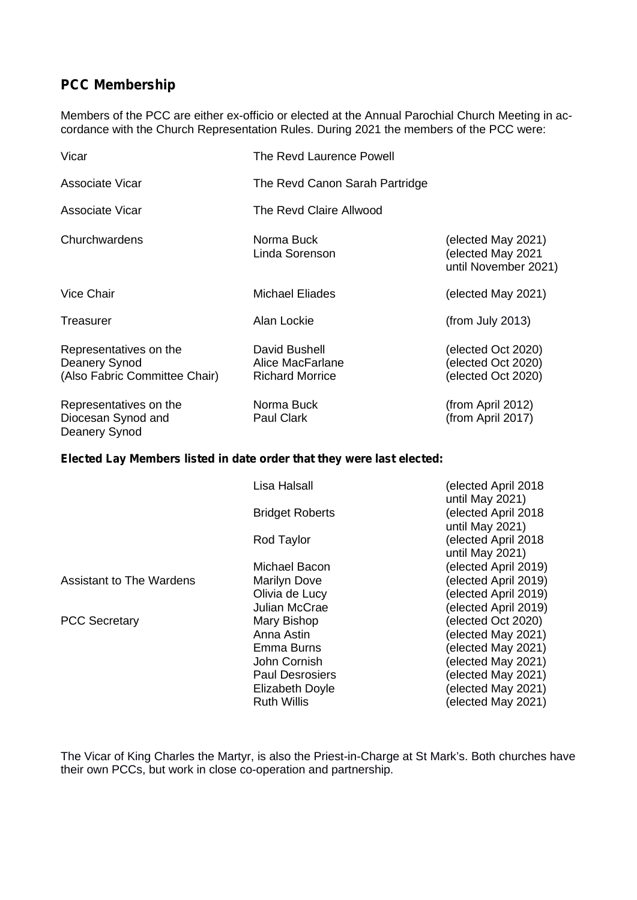## PCC Membership

Members of the PCC are either ex-officio or elected at the Annual Parochial Church Meeting in accordance with the Church Representation Rules. During 2021 the members of the PCC were:

| | | |
|---|---|---|
| Vicar | The Revd Laurence Powell | |
| Associate Vicar | The Revd Canon Sarah Partridge | |
| Associate Vicar | The Revd Claire Allwood | |
| Churchwardens | Norma Buck | (elected May 2021) |
| | Linda Sorenson | (elected May 2021 until November 2021) |
| Vice Chair | Michael Eliades | (elected May 2021) |
| Treasurer | Alan Lockie | (from July 2013) |
| Representatives on the Deanery Synod | David Bushell | (elected Oct 2020) |
| | Alice MacFarlane | (elected Oct 2020) |
| (Also Fabric Committee Chair) | Richard Morrice | (elected Oct 2020) |
| Representatives on the Diocesan Synod and Deanery Synod | Norma Buck | (from April 2012) |
| | Paul Clark | (from April 2017) |

**Elected Lay Members listed in date order that they were last elected:**

| | | |
|---|---|---|
| | Lisa Halsall | (elected April 2018 until May 2021) |
| | Bridget Roberts | (elected April 2018 until May 2021) |
| | Rod Taylor | (elected April 2018 until May 2021) |
| | Michael Bacon | (elected April 2019) |
| Assistant to The Wardens | Marilyn Dove | (elected April 2019) |
| | Olivia de Lucy | (elected April 2019) |
| | Julian McCrae | (elected April 2019) |
| PCC Secretary | Mary Bishop | (elected Oct 2020) |
| | Anna Astin | (elected May 2021) |
| | Emma Burns | (elected May 2021) |
| | John Cornish | (elected May 2021) |
| | Paul Desrosiers | (elected May 2021) |
| | Elizabeth Doyle | (elected May 2021) |
| | Ruth Willis | (elected May 2021) |

The Vicar of King Charles the Martyr, is also the Priest-in-Charge at St Mark's. Both churches have their own PCCs, but work in close co-operation and partnership.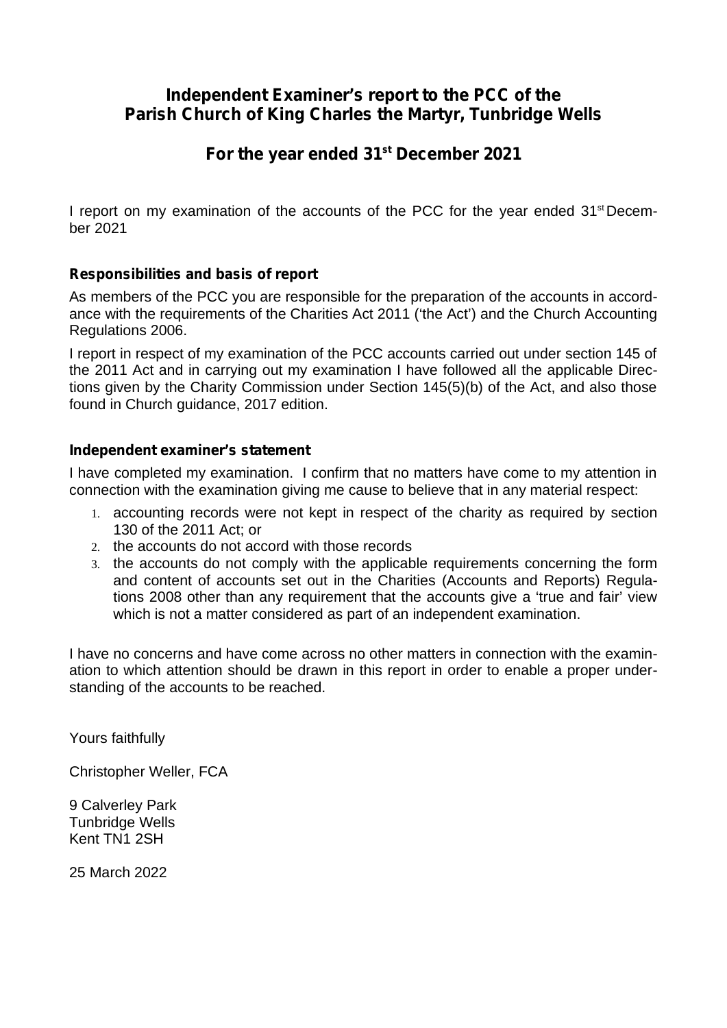# Independent Examiner's report to the PCC of the Parish Church of King Charles the Martyr, Tunbridge Wells

## For the year ended 31st December 2021

I report on my examination of the accounts of the PCC for the year ended 31st December 2021

### Responsibilities and basis of report

As members of the PCC you are responsible for the preparation of the accounts in accordance with the requirements of the Charities Act 2011 ('the Act') and the Church Accounting Regulations 2006.

I report in respect of my examination of the PCC accounts carried out under section 145 of the 2011 Act and in carrying out my examination I have followed all the applicable Directions given by the Charity Commission under Section 145(5)(b) of the Act, and also those found in Church guidance, 2017 edition.

### Independent examiner's statement

I have completed my examination. I confirm that no matters have come to my attention in connection with the examination giving me cause to believe that in any material respect:

1. accounting records were not kept in respect of the charity as required by section 130 of the 2011 Act; or
2. the accounts do not accord with those records
3. the accounts do not comply with the applicable requirements concerning the form and content of accounts set out in the Charities (Accounts and Reports) Regulations 2008 other than any requirement that the accounts give a 'true and fair' view which is not a matter considered as part of an independent examination.

I have no concerns and have come across no other matters in connection with the examination to which attention should be drawn in this report in order to enable a proper understanding of the accounts to be reached.

Yours faithfully

Christopher Weller, FCA

9 Calverley Park
Tunbridge Wells
Kent TN1 2SH

25 March 2022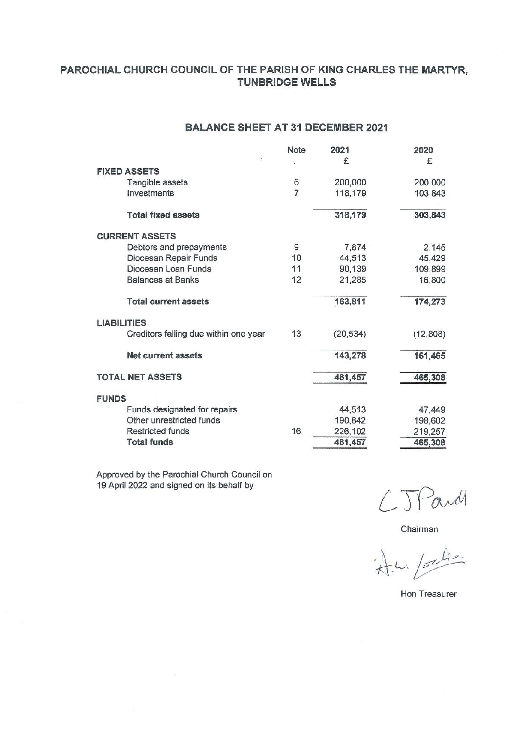# PAROCHIAL CHURCH COUNCIL OF THE PARISH OF KING CHARLES THE MARTYR, TUNBRIDGE WELLS

## BALANCE SHEET AT 31 DECEMBER 2021

| | Note | 2021 £ | 2020 £ |
|---|---|---|---|
| **FIXED ASSETS** | | | |
| Tangible assets | 6 | 200,000 | 200,000 |
| Investments | 7 | 118,179 | 103,843 |
| **Total fixed assets** | | **318,179** | **303,843** |
| **CURRENT ASSETS** | | | |
| Debtors and prepayments | 9 | 7,874 | 2,145 |
| Diocesan Repair Funds | 10 | 44,513 | 45,429 |
| Diocesan Loan Funds | 11 | 90,139 | 109,899 |
| Balances at Banks | 12 | 21,285 | 16,800 |
| **Total current assets** | | **163,811** | **174,273** |
| **LIABILITIES** | | | |
| Creditors falling due within one year | 13 | (20,534) | (12,808) |
| **Net current assets** | | **143,278** | **161,465** |
| **TOTAL NET ASSETS** | | **461,457** | **465,308** |
| **FUNDS** | | | |
| Funds designated for repairs | | 44,513 | 47,449 |
| Other unrestricted funds | | 190,842 | 198,602 |
| Restricted funds | 16 | 226,102 | 219,257 |
| **Total funds** | | **461,457** | **465,308** |

Approved by the Parochial Church Council on 19 April 2022 and signed on its behalf by

C J Pardl

Chairman

A.W. Leslie

Hon Treasurer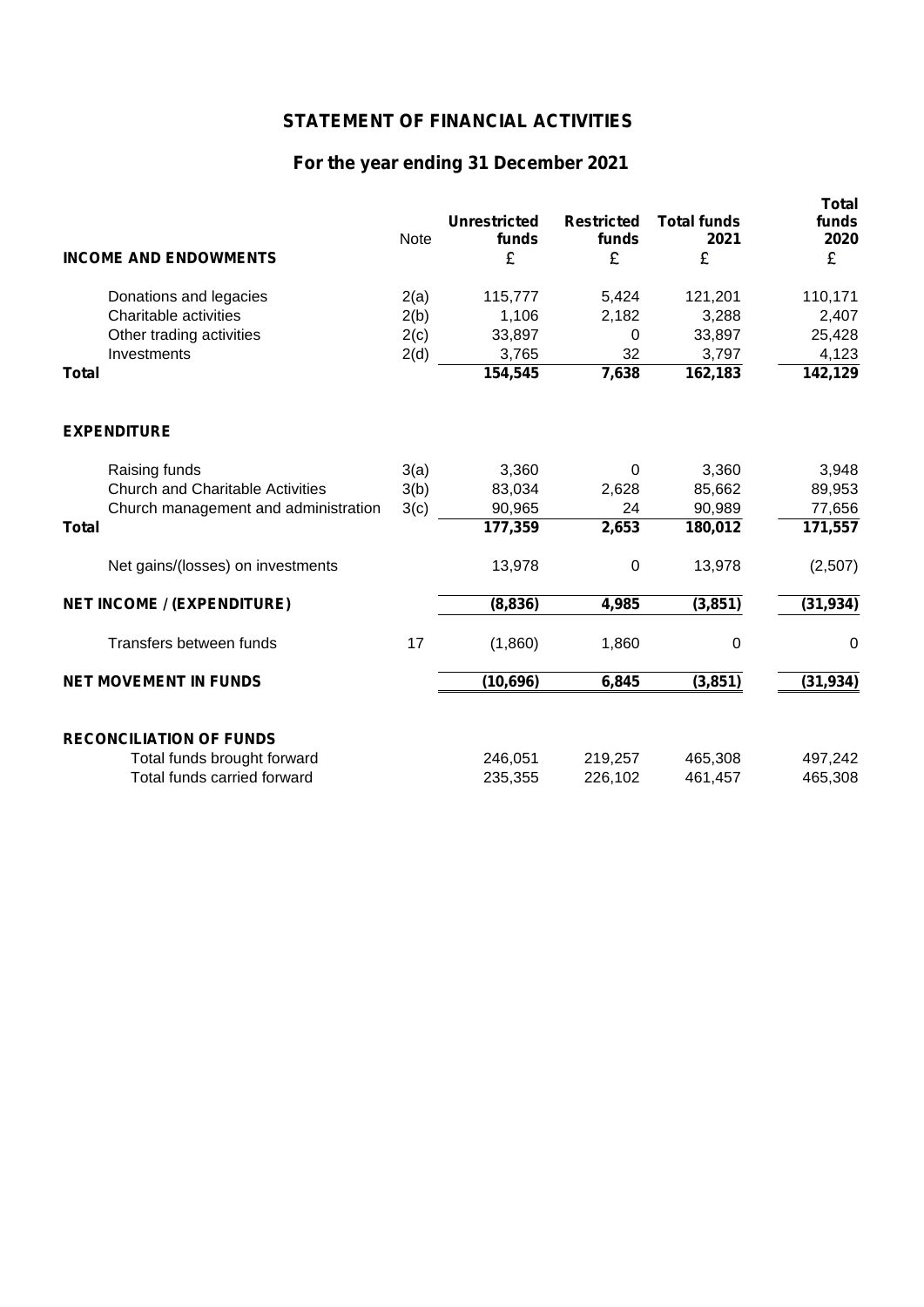# STATEMENT OF FINANCIAL ACTIVITIES

## For the year ending 31 December 2021

| | Note | Unrestricted funds | Restricted funds | Total funds 2021 | Total funds 2020 |
|---|---|---|---|---|---|
| **INCOME AND ENDOWMENTS** | | £ | £ | £ | £ |
| Donations and legacies | 2(a) | 115,777 | 5,424 | 121,201 | 110,171 |
| Charitable activities | 2(b) | 1,106 | 2,182 | 3,288 | 2,407 |
| Other trading activities | 2(c) | 33,897 | 0 | 33,897 | 25,428 |
| Investments | 2(d) | 3,765 | 32 | 3,797 | 4,123 |
| **Total** | | **154,545** | **7,638** | **162,183** | **142,129** |
| **EXPENDITURE** | | | | | |
| Raising funds | 3(a) | 3,360 | 0 | 3,360 | 3,948 |
| Church and Charitable Activities | 3(b) | 83,034 | 2,628 | 85,662 | 89,953 |
| Church management and administration | 3(c) | 90,965 | 24 | 90,989 | 77,656 |
| **Total** | | **177,359** | **2,653** | **180,012** | **171,557** |
| Net gains/(losses) on investments | | 13,978 | 0 | 13,978 | (2,507) |
| **NET INCOME / (EXPENDITURE)** | | **(8,836)** | **4,985** | **(3,851)** | **(31,934)** |
| Transfers between funds | 17 | (1,860) | 1,860 | 0 | 0 |
| **NET MOVEMENT IN FUNDS** | | **(10,696)** | **6,845** | **(3,851)** | **(31,934)** |
| **RECONCILIATION OF FUNDS** | | | | | |
| Total funds brought forward | | 246,051 | 219,257 | 465,308 | 497,242 |
| Total funds carried forward | | 235,355 | 226,102 | 461,457 | 465,308 |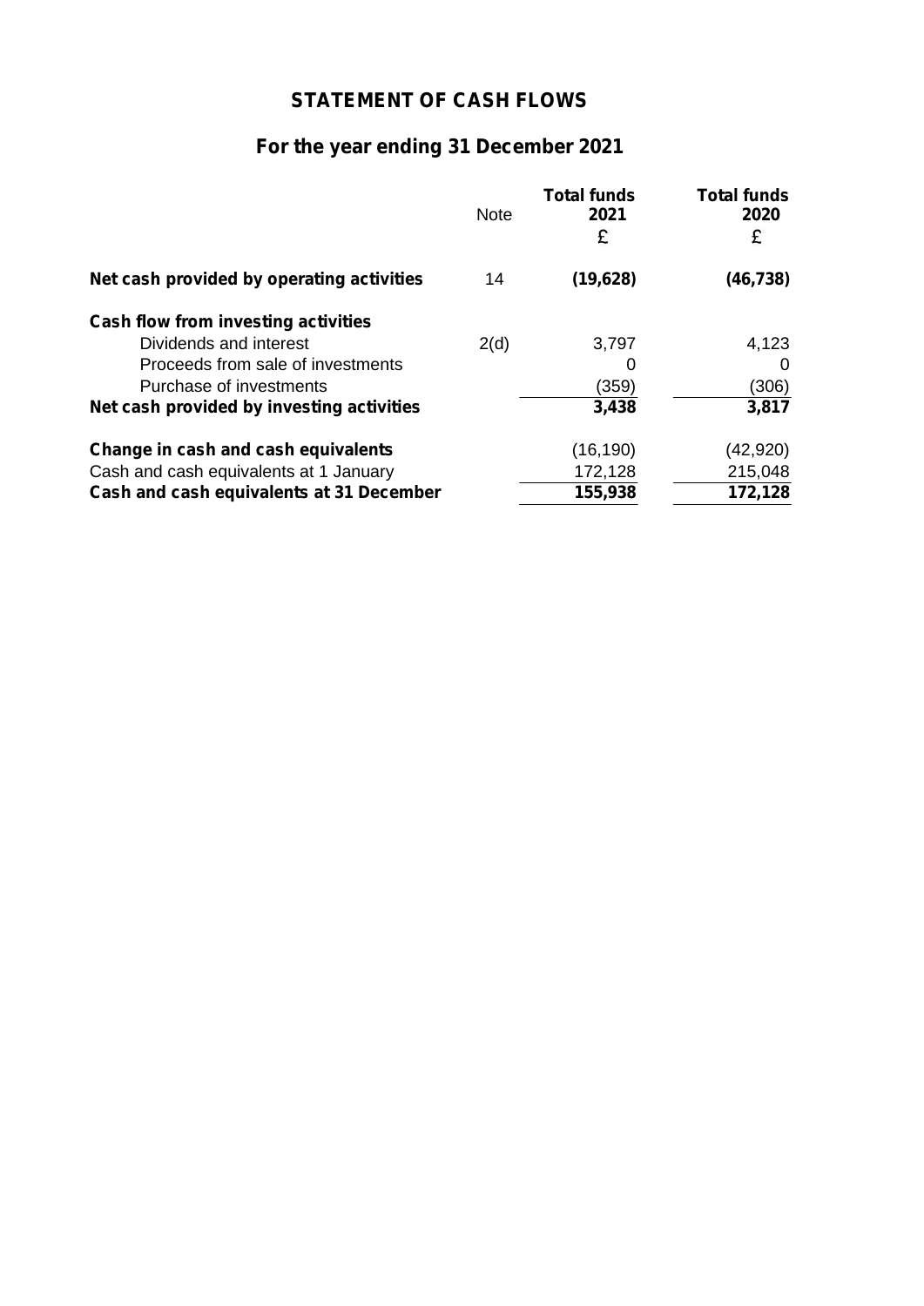# STATEMENT OF CASH FLOWS

## For the year ending 31 December 2021

| | Note | Total funds 2021 £ | Total funds 2020 £ |
|---|---|---|---|
| **Net cash provided by operating activities** | 14 | **(19,628)** | **(46,738)** |
| **Cash flow from investing activities** | | | |
| Dividends and interest | 2(d) | 3,797 | 4,123 |
| Proceeds from sale of investments | | 0 | 0 |
| Purchase of investments | | (359) | (306) |
| **Net cash provided by investing activities** | | **3,438** | **3,817** |
| **Change in cash and cash equivalents** | | (16,190) | (42,920) |
| Cash and cash equivalents at 1 January | | 172,128 | 215,048 |
| **Cash and cash equivalents at 31 December** | | **155,938** | **172,128** |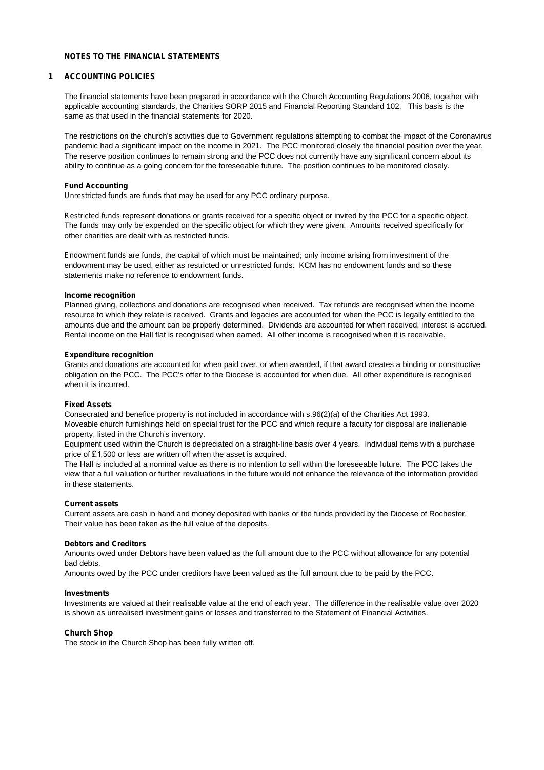# NOTES TO THE FINANCIAL STATEMENTS

## 1 ACCOUNTING POLICIES

The financial statements have been prepared in accordance with the Church Accounting Regulations 2006, together with applicable accounting standards, the Charities SORP 2015 and Financial Reporting Standard 102. This basis is the same as that used in the financial statements for 2020.

The restrictions on the church's activities due to Government regulations attempting to combat the impact of the Coronavirus pandemic had a significant impact on the income in 2021. The PCC monitored closely the financial position over the year. The reserve position continues to remain strong and the PCC does not currently have any significant concern about its ability to continue as a going concern for the foreseeable future. The position continues to be monitored closely.

### Fund Accounting

*Unrestricted funds* are funds that may be used for any PCC ordinary purpose.

*Restricted funds* represent donations or grants received for a specific object or invited by the PCC for a specific object. The funds may only be expended on the specific object for which they were given. Amounts received specifically for other charities are dealt with as restricted funds.

*Endowment funds* are funds, the capital of which must be maintained; only income arising from investment of the endowment may be used, either as restricted or unrestricted funds. KCM has no endowment funds and so these statements make no reference to endowment funds.

### Income recognition

Planned giving, collections and donations are recognised when received. Tax refunds are recognised when the income resource to which they relate is received. Grants and legacies are accounted for when the PCC is legally entitled to the amounts due and the amount can be properly determined. Dividends are accounted for when received, interest is accrued. Rental income on the Hall flat is recognised when earned. All other income is recognised when it is receivable.

### Expenditure recognition

Grants and donations are accounted for when paid over, or when awarded, if that award creates a binding or constructive obligation on the PCC. The PCC's offer to the Diocese is accounted for when due. All other expenditure is recognised when it is incurred.

### Fixed Assets

Consecrated and benefice property is not included in accordance with s.96(2)(a) of the Charities Act 1993.
Moveable church furnishings held on special trust for the PCC and which require a faculty for disposal are inalienable property, listed in the Church's inventory.
Equipment used within the Church is depreciated on a straight-line basis over 4 years. Individual items with a purchase price of £1,500 or less are written off when the asset is acquired.
The Hall is included at a nominal value as there is no intention to sell within the foreseeable future. The PCC takes the view that a full valuation or further revaluations in the future would not enhance the relevance of the information provided in these statements.

### Current assets

Current assets are cash in hand and money deposited with banks or the funds provided by the Diocese of Rochester. Their value has been taken as the full value of the deposits.

### Debtors and Creditors

Amounts owed under Debtors have been valued as the full amount due to the PCC without allowance for any potential bad debts.
Amounts owed by the PCC under creditors have been valued as the full amount due to be paid by the PCC.

### Investments

Investments are valued at their realisable value at the end of each year. The difference in the realisable value over 2020 is shown as unrealised investment gains or losses and transferred to the Statement of Financial Activities.

### Church Shop

The stock in the Church Shop has been fully written off.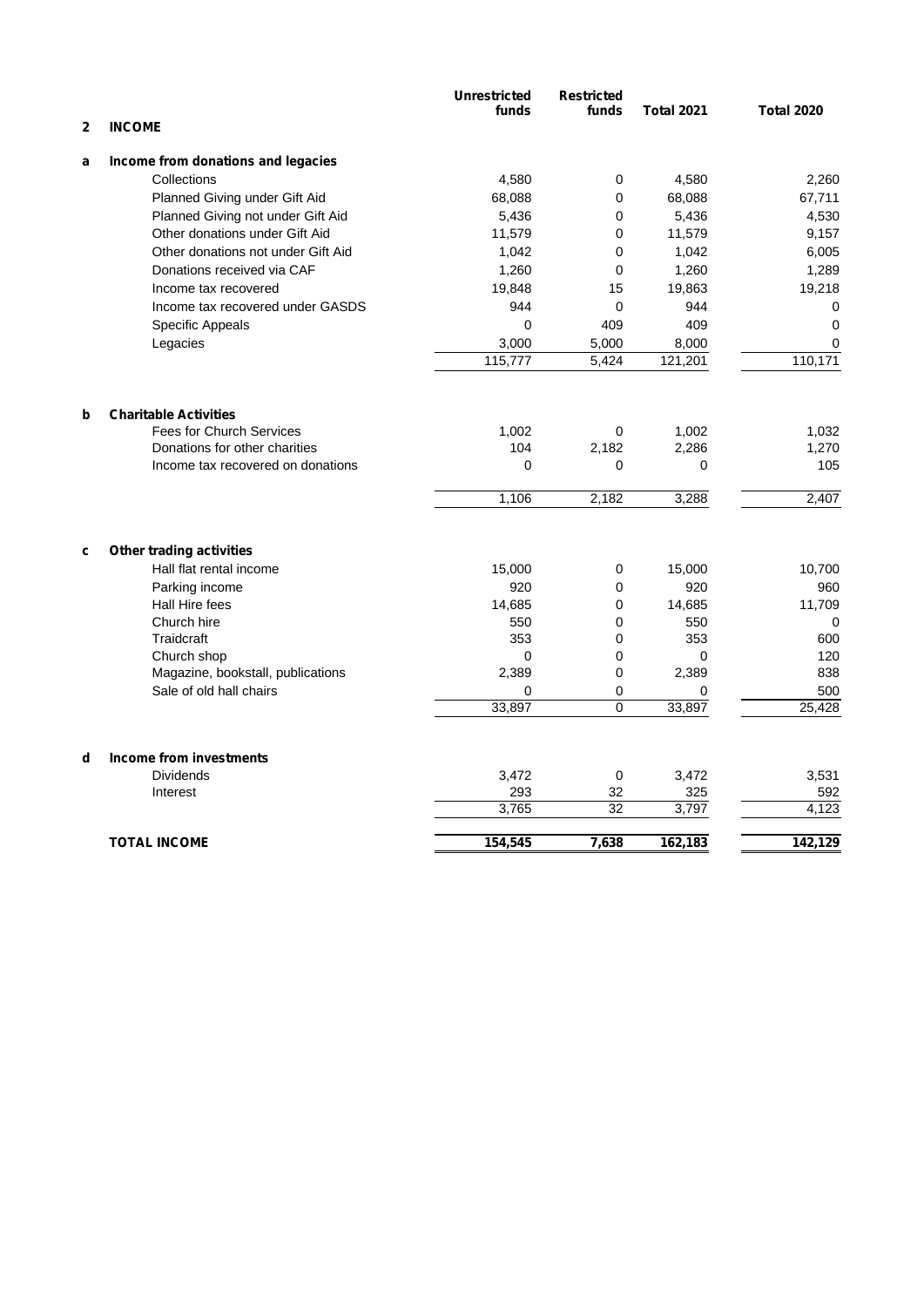## 2 INCOME

| | | Unrestricted funds | Restricted funds | Total 2021 | Total 2020 |
|---|---|---|---|---|---|
| **a** | **Income from donations and legacies** | | | | |
| | Collections | 4,580 | 0 | 4,580 | 2,260 |
| | Planned Giving under Gift Aid | 68,088 | 0 | 68,088 | 67,711 |
| | Planned Giving not under Gift Aid | 5,436 | 0 | 5,436 | 4,530 |
| | Other donations under Gift Aid | 11,579 | 0 | 11,579 | 9,157 |
| | Other donations not under Gift Aid | 1,042 | 0 | 1,042 | 6,005 |
| | Donations received via CAF | 1,260 | 0 | 1,260 | 1,289 |
| | Income tax recovered | 19,848 | 15 | 19,863 | 19,218 |
| | Income tax recovered under GASDS | 944 | 0 | 944 | 0 |
| | Specific Appeals | 0 | 409 | 409 | 0 |
| | Legacies | 3,000 | 5,000 | 8,000 | 0 |
| | | 115,777 | 5,424 | 121,201 | 110,171 |
| **b** | **Charitable Activities** | | | | |
| | Fees for Church Services | 1,002 | 0 | 1,002 | 1,032 |
| | Donations for other charities | 104 | 2,182 | 2,286 | 1,270 |
| | Income tax recovered on donations | 0 | 0 | 0 | 105 |
| | | 1,106 | 2,182 | 3,288 | 2,407 |
| **c** | **Other trading activities** | | | | |
| | Hall flat rental income | 15,000 | 0 | 15,000 | 10,700 |
| | Parking income | 920 | 0 | 920 | 960 |
| | Hall Hire fees | 14,685 | 0 | 14,685 | 11,709 |
| | Church hire | 550 | 0 | 550 | 0 |
| | Traidcraft | 353 | 0 | 353 | 600 |
| | Church shop | 0 | 0 | 0 | 120 |
| | Magazine, bookstall, publications | 2,389 | 0 | 2,389 | 838 |
| | Sale of old hall chairs | 0 | 0 | 0 | 500 |
| | | 33,897 | 0 | 33,897 | 25,428 |
| **d** | **Income from investments** | | | | |
| | Dividends | 3,472 | 0 | 3,472 | 3,531 |
| | Interest | 293 | 32 | 325 | 592 |
| | | 3,765 | 32 | 3,797 | 4,123 |
| | **TOTAL INCOME** | **154,545** | **7,638** | **162,183** | **142,129** |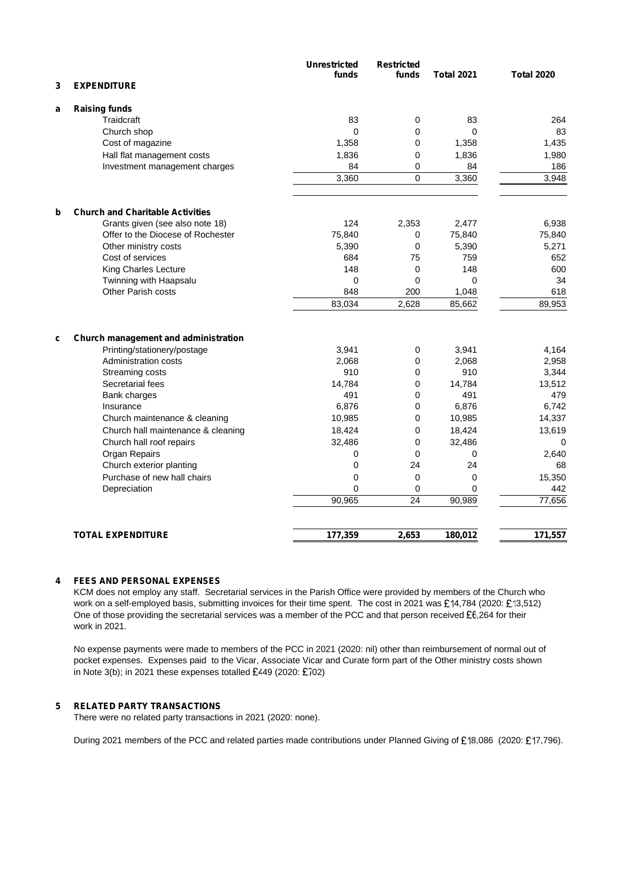## 3 EXPENDITURE

| | | Unrestricted funds | Restricted funds | Total 2021 | Total 2020 |
|---|---|---|---|---|---|
| **a** | **Raising funds** | | | | |
| | Traidcraft | 83 | 0 | 83 | 264 |
| | Church shop | 0 | 0 | 0 | 83 |
| | Cost of magazine | 1,358 | 0 | 1,358 | 1,435 |
| | Hall flat management costs | 1,836 | 0 | 1,836 | 1,980 |
| | Investment management charges | 84 | 0 | 84 | 186 |
| | | 3,360 | 0 | 3,360 | 3,948 |
| **b** | **Church and Charitable Activities** | | | | |
| | Grants given (see also note 18) | 124 | 2,353 | 2,477 | 6,938 |
| | Offer to the Diocese of Rochester | 75,840 | 0 | 75,840 | 75,840 |
| | Other ministry costs | 5,390 | 0 | 5,390 | 5,271 |
| | Cost of services | 684 | 75 | 759 | 652 |
| | King Charles Lecture | 148 | 0 | 148 | 600 |
| | Twinning with Haapsalu | 0 | 0 | 0 | 34 |
| | Other Parish costs | 848 | 200 | 1,048 | 618 |
| | | 83,034 | 2,628 | 85,662 | 89,953 |
| **c** | **Church management and administration** | | | | |
| | Printing/stationery/postage | 3,941 | 0 | 3,941 | 4,164 |
| | Administration costs | 2,068 | 0 | 2,068 | 2,958 |
| | Streaming costs | 910 | 0 | 910 | 3,344 |
| | Secretarial fees | 14,784 | 0 | 14,784 | 13,512 |
| | Bank charges | 491 | 0 | 491 | 479 |
| | Insurance | 6,876 | 0 | 6,876 | 6,742 |
| | Church maintenance & cleaning | 10,985 | 0 | 10,985 | 14,337 |
| | Church hall maintenance & cleaning | 18,424 | 0 | 18,424 | 13,619 |
| | Church hall roof repairs | 32,486 | 0 | 32,486 | 0 |
| | Organ Repairs | 0 | 0 | 0 | 2,640 |
| | Church exterior planting | 0 | 24 | 24 | 68 |
| | Purchase of new hall chairs | 0 | 0 | 0 | 15,350 |
| | Depreciation | 0 | 0 | 0 | 442 |
| | | 90,965 | 24 | 90,989 | 77,656 |
| | **TOTAL EXPENDITURE** | **177,359** | **2,653** | **180,012** | **171,557** |

## 4 FEES AND PERSONAL EXPENSES

KCM does not employ any staff. Secretarial services in the Parish Office were provided by members of the Church who work on a self-employed basis, submitting invoices for their time spent. The cost in 2021 was £14,784 (2020: £13,512) One of those providing the secretarial services was a member of the PCC and that person received £6,264 for their work in 2021.

No expense payments were made to members of the PCC in 2021 (2020: nil) other than reimbursement of normal out of pocket expenses. Expenses paid to the Vicar, Associate Vicar and Curate form part of the Other ministry costs shown in Note 3(b); in 2021 these expenses totalled £449 (2020: £702)

## 5 RELATED PARTY TRANSACTIONS

There were no related party transactions in 2021 (2020: none).

During 2021 members of the PCC and related parties made contributions under Planned Giving of £18,086 (2020: £17,796).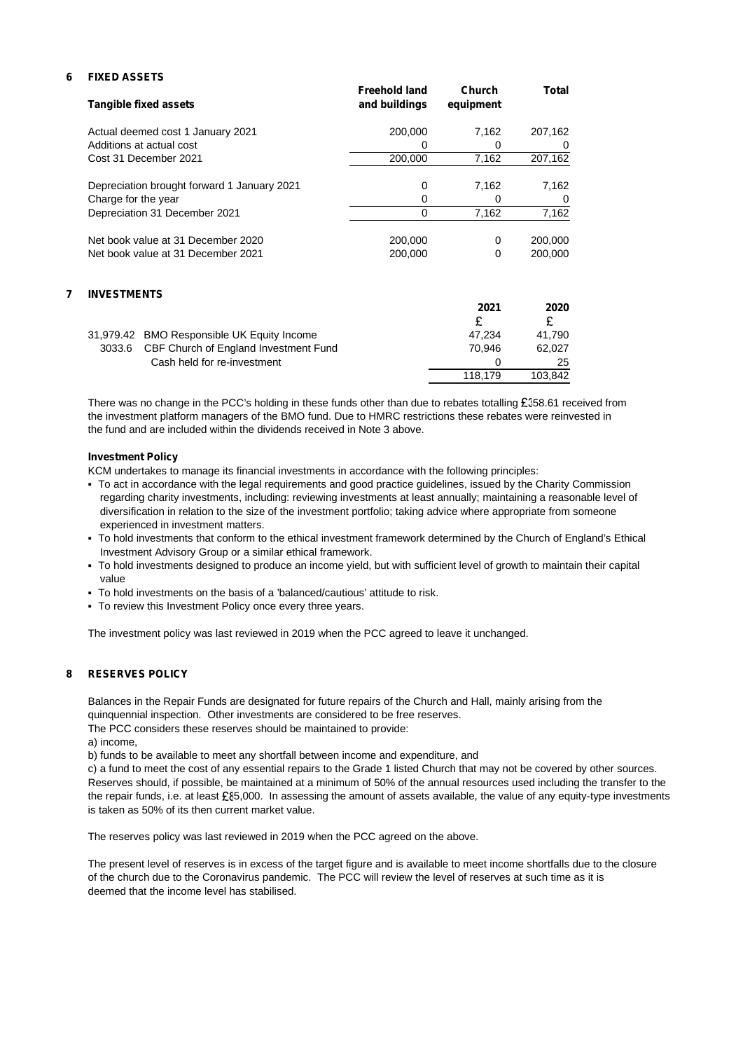## 6 FIXED ASSETS

| Tangible fixed assets | Freehold land and buildings | Church equipment | Total |
|---|---|---|---|
| Actual deemed cost 1 January 2021 | 200,000 | 7,162 | 207,162 |
| Additions at actual cost | 0 | 0 | 0 |
| Cost 31 December 2021 | 200,000 | 7,162 | 207,162 |
| | | | |
| Depreciation brought forward 1 January 2021 | 0 | 7,162 | 7,162 |
| Charge for the year | 0 | 0 | 0 |
| Depreciation 31 December 2021 | 0 | 7,162 | 7,162 |
| | | | |
| Net book value at 31 December 2020 | 200,000 | 0 | 200,000 |
| Net book value at 31 December 2021 | 200,000 | 0 | 200,000 |

## 7 INVESTMENTS

| | | 2021 | 2020 |
|---|---|---|---|
| | | £ | £ |
| 31,979.42 | BMO Responsible UK Equity Income | 47,234 | 41,790 |
| 3033.6 | CBF Church of England Investment Fund | 70,946 | 62,027 |
| | Cash held for re-investment | 0 | 25 |
| | | 118,179 | 103,842 |

There was no change in the PCC's holding in these funds other than due to rebates totalling £358.61 received from the investment platform managers of the BMO fund. Due to HMRC restrictions these rebates were reinvested in the fund and are included within the dividends received in Note 3 above.

**Investment Policy**

KCM undertakes to manage its financial investments in accordance with the following principles:

- To act in accordance with the legal requirements and good practice guidelines, issued by the Charity Commission regarding charity investments, including: reviewing investments at least annually; maintaining a reasonable level of diversification in relation to the size of the investment portfolio; taking advice where appropriate from someone experienced in investment matters.
- To hold investments that conform to the ethical investment framework determined by the Church of England's Ethical Investment Advisory Group or a similar ethical framework.
- To hold investments designed to produce an income yield, but with sufficient level of growth to maintain their capital value
- To hold investments on the basis of a 'balanced/cautious' attitude to risk.
- To review this Investment Policy once every three years.

The investment policy was last reviewed in 2019 when the PCC agreed to leave it unchanged.

## 8 RESERVES POLICY

Balances in the Repair Funds are designated for future repairs of the Church and Hall, mainly arising from the quinquennial inspection. Other investments are considered to be free reserves.

The PCC considers these reserves should be maintained to provide:

a) income,

b) funds to be available to meet any shortfall between income and expenditure, and

c) a fund to meet the cost of any essential repairs to the Grade 1 listed Church that may not be covered by other sources.

Reserves should, if possible, be maintained at a minimum of 50% of the annual resources used including the transfer to the the repair funds, i.e. at least £85,000. In assessing the amount of assets available, the value of any equity-type investments is taken as 50% of its then current market value.

The reserves policy was last reviewed in 2019 when the PCC agreed on the above.

The present level of reserves is in excess of the target figure and is available to meet income shortfalls due to the closure of the church due to the Coronavirus pandemic. The PCC will review the level of reserves at such time as it is deemed that the income level has stabilised.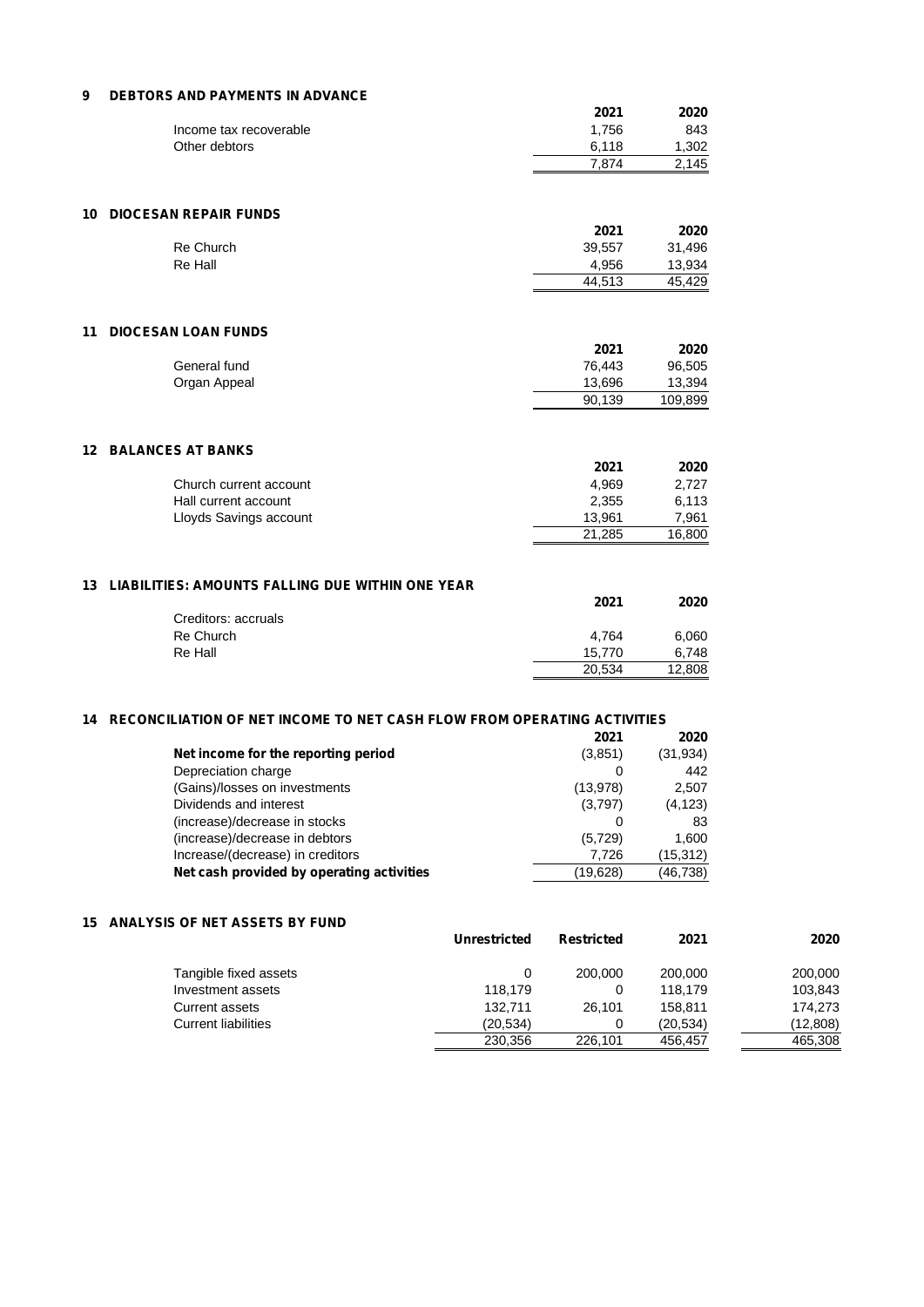## 9 DEBTORS AND PAYMENTS IN ADVANCE

| | 2021 | 2020 |
|---|---|---|
| Income tax recoverable | 1,756 | 843 |
| Other debtors | 6,118 | 1,302 |
| | 7,874 | 2,145 |

## 10 DIOCESAN REPAIR FUNDS

| | 2021 | 2020 |
|---|---|---|
| Re Church | 39,557 | 31,496 |
| Re Hall | 4,956 | 13,934 |
| | 44,513 | 45,429 |

## 11 DIOCESAN LOAN FUNDS

| | 2021 | 2020 |
|---|---|---|
| General fund | 76,443 | 96,505 |
| Organ Appeal | 13,696 | 13,394 |
| | 90,139 | 109,899 |

## 12 BALANCES AT BANKS

| | 2021 | 2020 |
|---|---|---|
| Church current account | 4,969 | 2,727 |
| Hall current account | 2,355 | 6,113 |
| Lloyds Savings account | 13,961 | 7,961 |
| | 21,285 | 16,800 |

## 13 LIABILITIES: AMOUNTS FALLING DUE WITHIN ONE YEAR

| | 2021 | 2020 |
|---|---|---|
| Creditors: accruals | | |
| Re Church | 4,764 | 6,060 |
| Re Hall | 15,770 | 6,748 |
| | 20,534 | 12,808 |

## 14 RECONCILIATION OF NET INCOME TO NET CASH FLOW FROM OPERATING ACTIVITIES

| | 2021 | 2020 |
|---|---|---|
| **Net income for the reporting period** | (3,851) | (31,934) |
| Depreciation charge | 0 | 442 |
| (Gains)/losses on investments | (13,978) | 2,507 |
| Dividends and interest | (3,797) | (4,123) |
| (increase)/decrease in stocks | 0 | 83 |
| (increase)/decrease in debtors | (5,729) | 1,600 |
| Increase/(decrease) in creditors | 7,726 | (15,312) |
| **Net cash provided by operating activities** | (19,628) | (46,738) |

## 15 ANALYSIS OF NET ASSETS BY FUND

| | Unrestricted | Restricted | 2021 | 2020 |
|---|---|---|---|---|
| Tangible fixed assets | 0 | 200,000 | 200,000 | 200,000 |
| Investment assets | 118,179 | 0 | 118,179 | 103,843 |
| Current assets | 132,711 | 26,101 | 158,811 | 174,273 |
| Current liabilities | (20,534) | 0 | (20,534) | (12,808) |
| | 230,356 | 226,101 | 456,457 | 465,308 |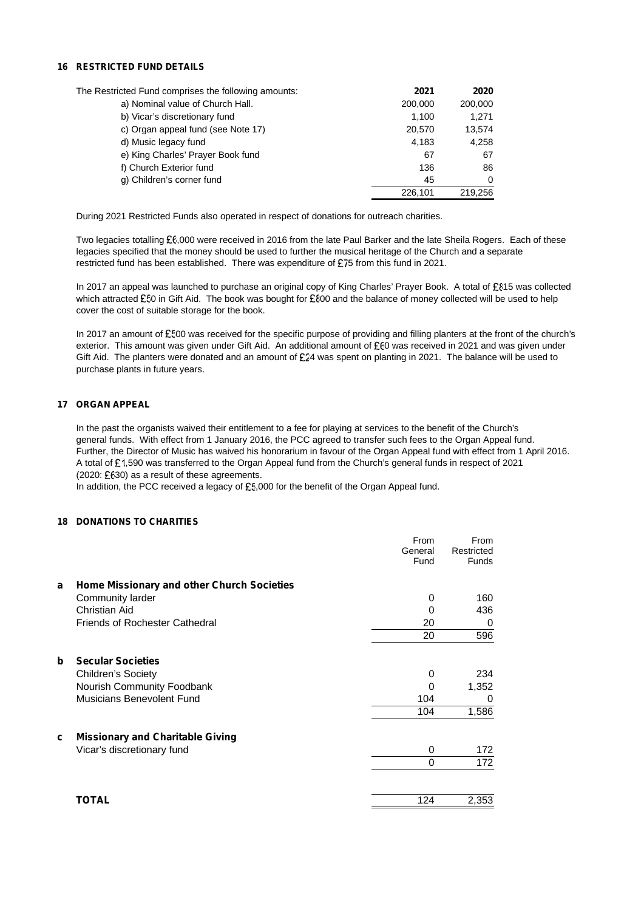## 16 RESTRICTED FUND DETAILS

| The Restricted Fund comprises the following amounts: | 2021 | 2020 |
|---|---|---|
| a) Nominal value of Church Hall. | 200,000 | 200,000 |
| b) Vicar's discretionary fund | 1,100 | 1,271 |
| c) Organ appeal fund (see Note 17) | 20,570 | 13,574 |
| d) Music legacy fund | 4,183 | 4,258 |
| e) King Charles' Prayer Book fund | 67 | 67 |
| f) Church Exterior fund | 136 | 86 |
| g) Children's corner fund | 45 | 0 |
| | 226,101 | 219,256 |

During 2021 Restricted Funds also operated in respect of donations for outreach charities.

Two legacies totalling £6,000 were received in 2016 from the late Paul Barker and the late Sheila Rogers. Each of these legacies specified that the money should be used to further the musical heritage of the Church and a separate restricted fund has been established. There was expenditure of £75 from this fund in 2021.

In 2017 an appeal was launched to purchase an original copy of King Charles' Prayer Book. A total of £815 was collected which attracted £50 in Gift Aid. The book was bought for £800 and the balance of money collected will be used to help cover the cost of suitable storage for the book.

In 2017 an amount of £500 was received for the specific purpose of providing and filling planters at the front of the church's exterior. This amount was given under Gift Aid. An additional amount of £60 was received in 2021 and was given under Gift Aid. The planters were donated and an amount of £24 was spent on planting in 2021. The balance will be used to purchase plants in future years.

## 17 ORGAN APPEAL

In the past the organists waived their entitlement to a fee for playing at services to the benefit of the Church's general funds. With effect from 1 January 2016, the PCC agreed to transfer such fees to the Organ Appeal fund. Further, the Director of Music has waived his honorarium in favour of the Organ Appeal fund with effect from 1 April 2016. A total of £1,590 was transferred to the Organ Appeal fund from the Church's general funds in respect of 2021 (2020: £630) as a result of these agreements.
In addition, the PCC received a legacy of £5,000 for the benefit of the Organ Appeal fund.

## 18 DONATIONS TO CHARITIES

| | | From General Fund | From Restricted Funds |
|---|---|---|---|
| **a** | **Home Missionary and other Church Societies** | | |
| | Community larder | 0 | 160 |
| | Christian Aid | 0 | 436 |
| | Friends of Rochester Cathedral | 20 | 0 |
| | | 20 | 596 |
| **b** | **Secular Societies** | | |
| | Children's Society | 0 | 234 |
| | Nourish Community Foodbank | 0 | 1,352 |
| | Musicians Benevolent Fund | 104 | 0 |
| | | 104 | 1,586 |
| **c** | **Missionary and Charitable Giving** | | |
| | Vicar's discretionary fund | 0 | 172 |
| | | 0 | 172 |
| | **TOTAL** | 124 | 2,353 |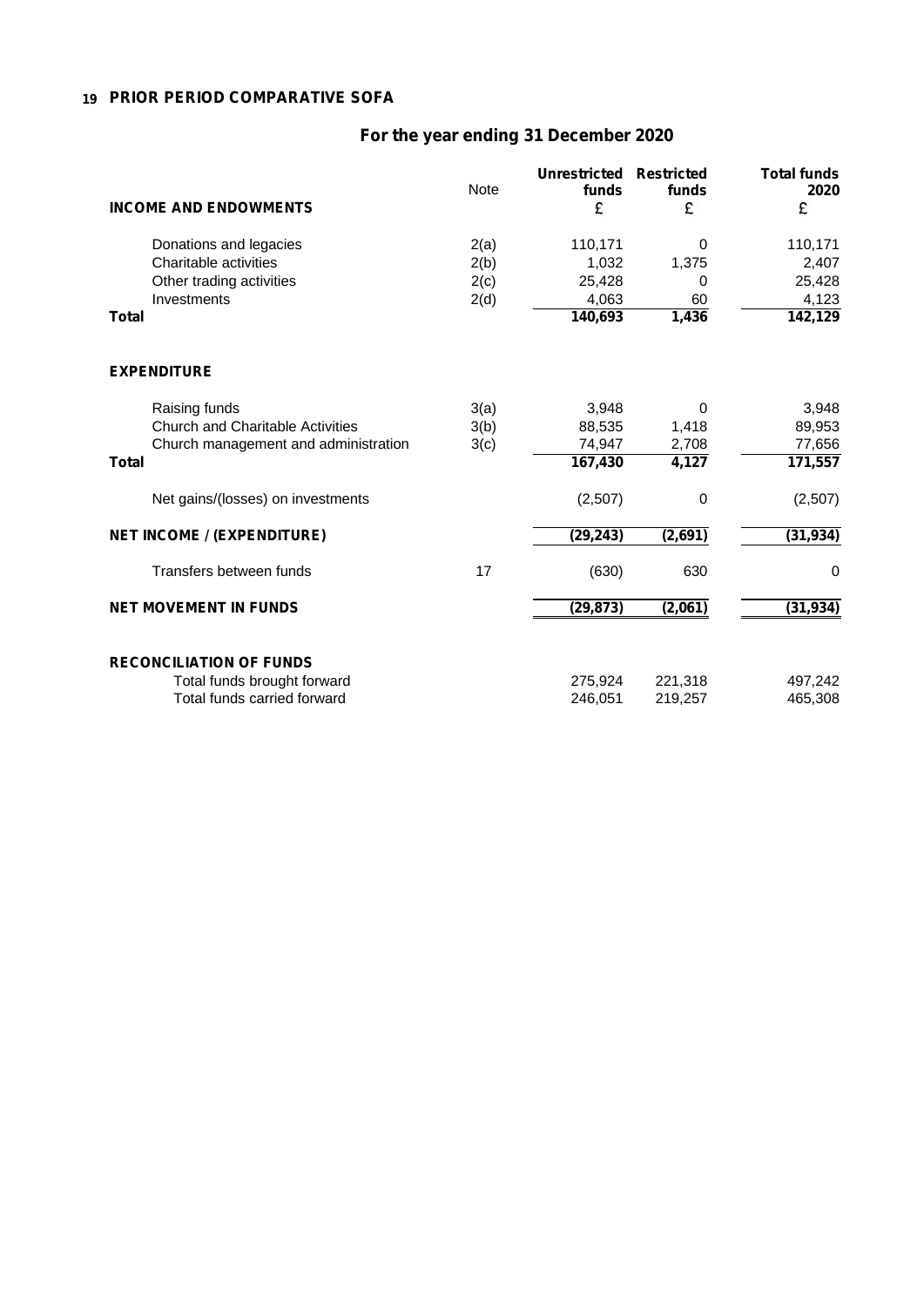## 19 PRIOR PERIOD COMPARATIVE SOFA

### For the year ending 31 December 2020

| | Note | Unrestricted funds £ | Restricted funds £ | Total funds 2020 £ |
|---|---|---|---|---|
| **INCOME AND ENDOWMENTS** | | | | |
| Donations and legacies | 2(a) | 110,171 | 0 | 110,171 |
| Charitable activities | 2(b) | 1,032 | 1,375 | 2,407 |
| Other trading activities | 2(c) | 25,428 | 0 | 25,428 |
| Investments | 2(d) | 4,063 | 60 | 4,123 |
| **Total** | | **140,693** | **1,436** | **142,129** |
| **EXPENDITURE** | | | | |
| Raising funds | 3(a) | 3,948 | 0 | 3,948 |
| Church and Charitable Activities | 3(b) | 88,535 | 1,418 | 89,953 |
| Church management and administration | 3(c) | 74,947 | 2,708 | 77,656 |
| **Total** | | **167,430** | **4,127** | **171,557** |
| Net gains/(losses) on investments | | (2,507) | 0 | (2,507) |
| **NET INCOME / (EXPENDITURE)** | | **(29,243)** | **(2,691)** | **(31,934)** |
| Transfers between funds | 17 | (630) | 630 | 0 |
| **NET MOVEMENT IN FUNDS** | | **(29,873)** | **(2,061)** | **(31,934)** |
| **RECONCILIATION OF FUNDS** | | | | |
| Total funds brought forward | | 275,924 | 221,318 | 497,242 |
| Total funds carried forward | | 246,051 | 219,257 | 465,308 |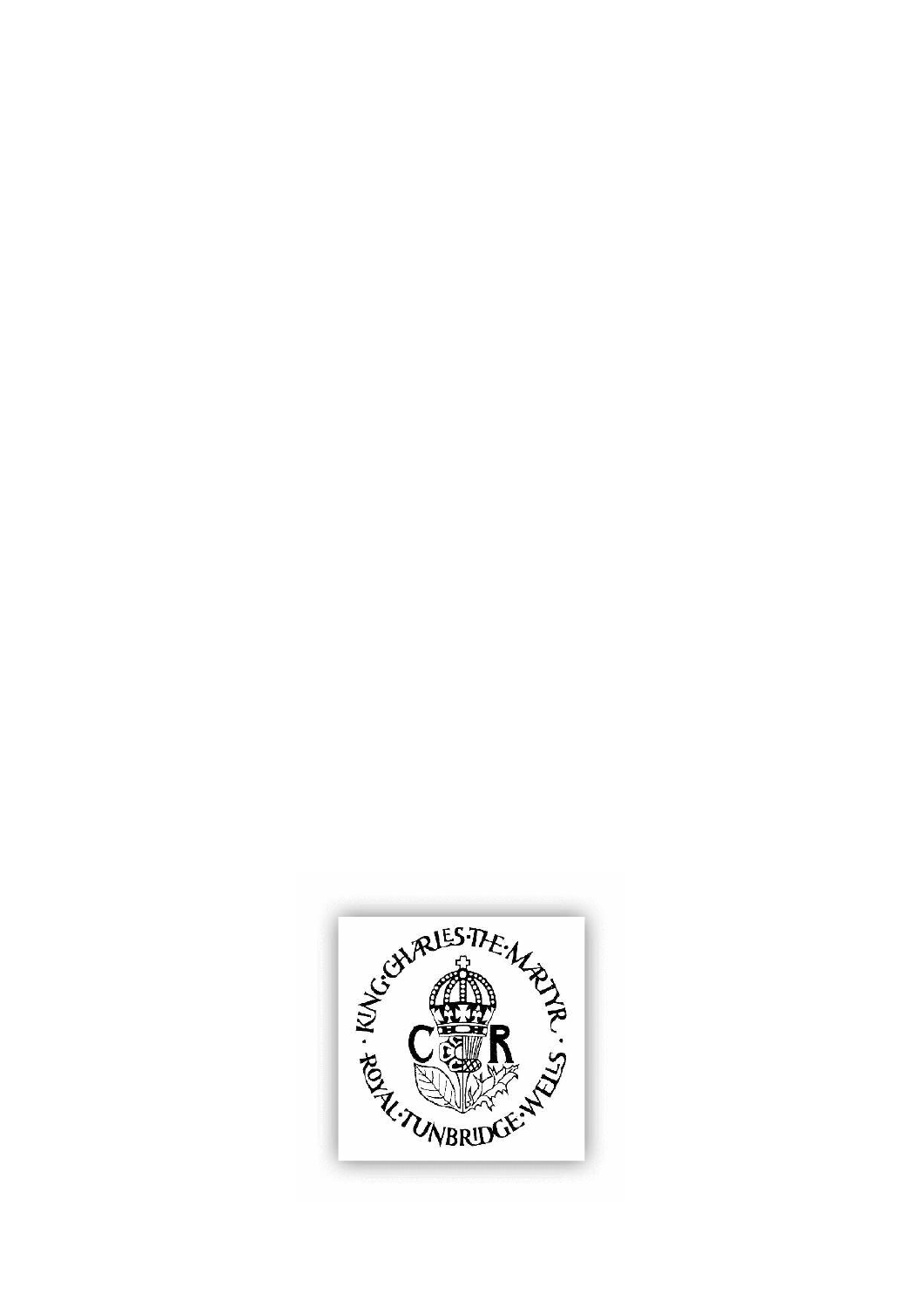KING·CHARLES·THE·MARTYR·

ROYAL·TUNBRIDGE·WELLS